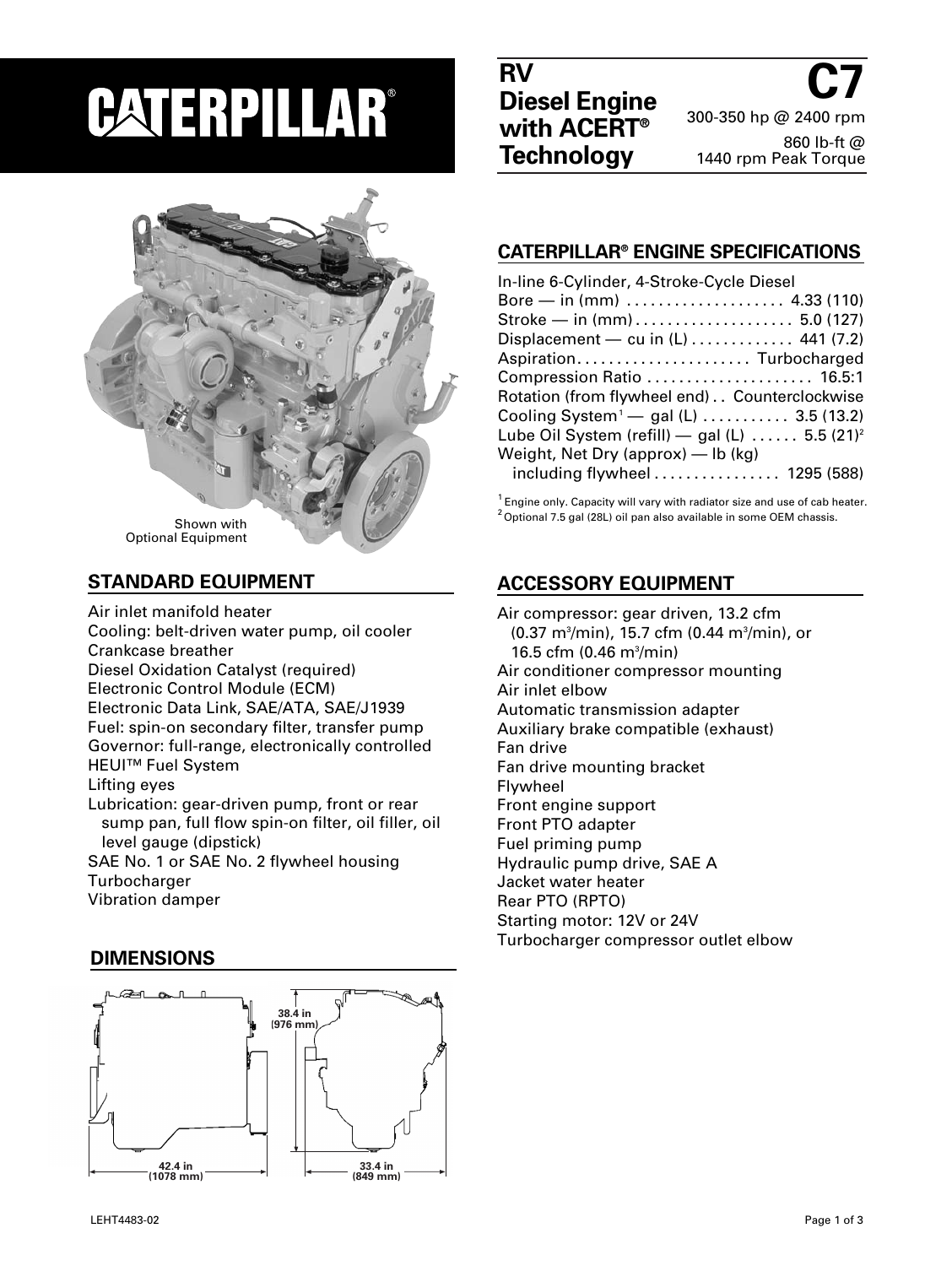# CATERPILLAR®

## RV Diesel Engine with ACERT® Technology

# C7

300-350 hp @ 2400 rpm

860 lb-ft @ 1440 rpm Peak Torque

Shown with Optional Equipment

## CATERPILLAR® ENGINE SPECIFICATIONS

In-line 6-Cylinder, 4-Stroke-Cycle Diesel

| | |
|---|---|
| Bore — in (mm) | 4.33 (110) |
| Stroke — in (mm) | 5.0 (127) |
| Displacement — cu in (L) | 441 (7.2) |
| Aspiration | Turbocharged |
| Compression Ratio | 16.5:1 |
| Rotation (from flywheel end) | Counterclockwise |
| Cooling System[1] — gal (L) | 3.5 (13.2) |
| Lube Oil System (refill) — gal (L) | 5.5 (21)[2] |
| Weight, Net Dry (approx) — lb (kg) including flywheel | 1295 (588) |

[1] Engine only. Capacity will vary with radiator size and use of cab heater.
[2] Optional 7.5 gal (28L) oil pan also available in some OEM chassis.

## STANDARD EQUIPMENT

Air inlet manifold heater
Cooling: belt-driven water pump, oil cooler
Crankcase breather
Diesel Oxidation Catalyst (required)
Electronic Control Module (ECM)
Electronic Data Link, SAE/ATA, SAE/J1939
Fuel: spin-on secondary filter, transfer pump
Governor: full-range, electronically controlled
HEUI™ Fuel System
Lifting eyes
Lubrication: gear-driven pump, front or rear sump pan, full flow spin-on filter, oil filler, oil level gauge (dipstick)
SAE No. 1 or SAE No. 2 flywheel housing
Turbocharger
Vibration damper

## ACCESSORY EQUIPMENT

Air compressor: gear driven, 13.2 cfm (0.37 $m^3$/min), 15.7 cfm (0.44 $m^3$/min), or 16.5 cfm (0.46 $m^3$/min)
Air conditioner compressor mounting
Air inlet elbow
Automatic transmission adapter
Auxiliary brake compatible (exhaust)
Fan drive
Fan drive mounting bracket
Flywheel
Front engine support
Front PTO adapter
Fuel priming pump
Hydraulic pump drive, SAE A
Jacket water heater
Rear PTO (RPTO)
Starting motor: 12V or 24V
Turbocharger compressor outlet elbow

## DIMENSIONS

38.4 in (976 mm)

42.4 in (1078 mm)

33.4 in (849 mm)

LEHT4483-02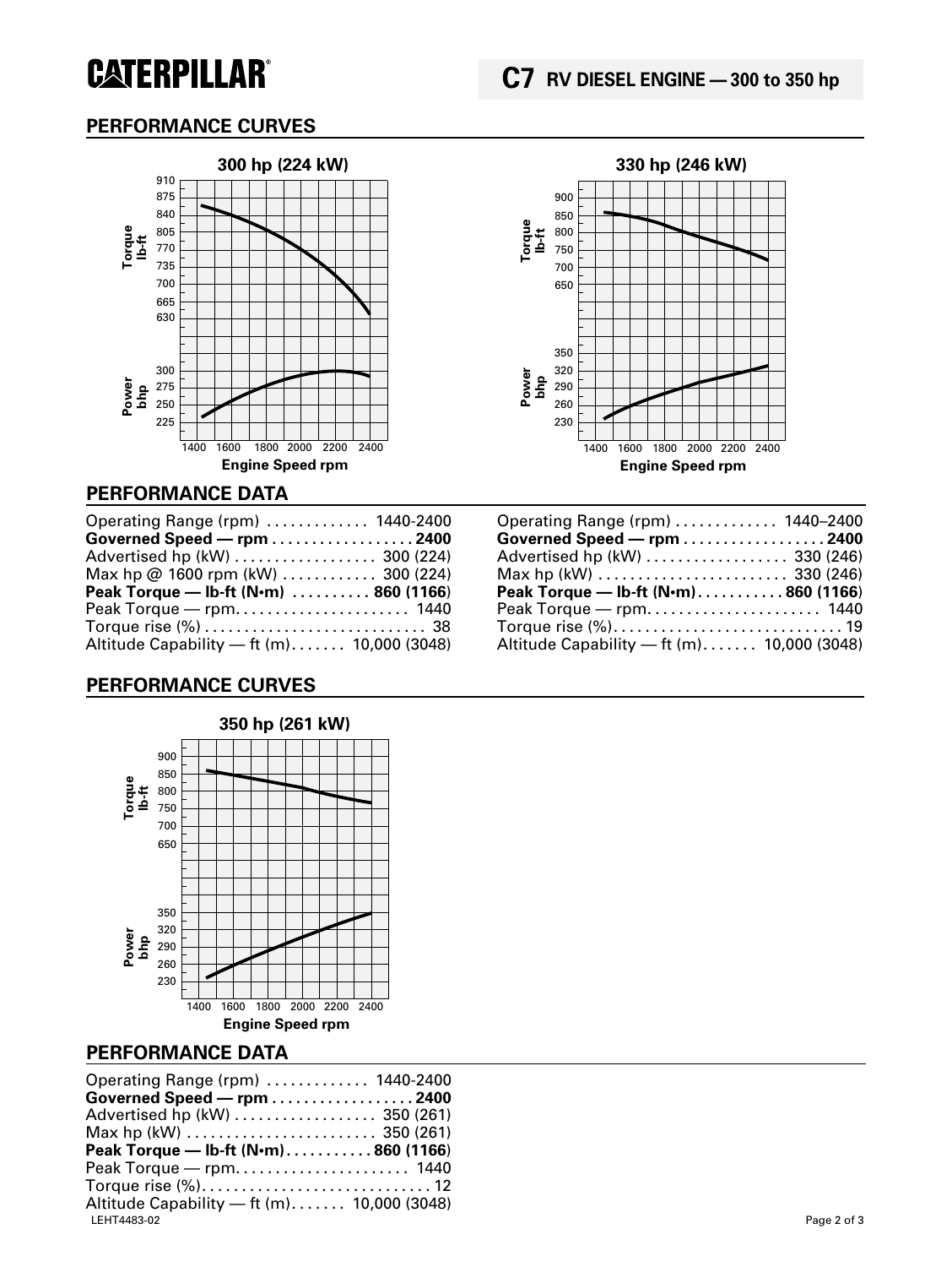# CATERPILLAR

## C7 RV DIESEL ENGINE — 300 to 350 hp

## PERFORMANCE CURVES

**300 hp (224 kW)**

**330 hp (246 kW)**

## PERFORMANCE DATA

**300 hp (224 kW)**

| | |
|---|---|
| Operating Range (rpm) | 1440-2400 |
| **Governed Speed — rpm** | **2400** |
| Advertised hp (kW) | 300 (224) |
| Max hp @ 1600 rpm (kW) | 300 (224) |
| **Peak Torque — lb-ft (N•m)** | **860 (1166)** |
| Peak Torque — rpm | 1440 |
| Torque rise (%) | 38 |
| Altitude Capability — ft (m) | 10,000 (3048) |

**330 hp (246 kW)**

| | |
|---|---|
| Operating Range (rpm) | 1440–2400 |
| **Governed Speed — rpm** | **2400** |
| Advertised hp (kW) | 330 (246) |
| Max hp (kW) | 330 (246) |
| **Peak Torque — lb-ft (N•m)** | **860 (1166)** |
| Peak Torque — rpm | 1440 |
| Torque rise (%) | 19 |
| Altitude Capability — ft (m) | 10,000 (3048) |

## PERFORMANCE CURVES

**350 hp (261 kW)**

## PERFORMANCE DATA

| | |
|---|---|
| Operating Range (rpm) | 1440-2400 |
| **Governed Speed — rpm** | **2400** |
| Advertised hp (kW) | 350 (261) |
| Max hp (kW) | 350 (261) |
| **Peak Torque — lb-ft (N•m)** | **860 (1166)** |
| Peak Torque — rpm | 1440 |
| Torque rise (%) | 12 |
| Altitude Capability — ft (m) | 10,000 (3048) |

LEHT4483-02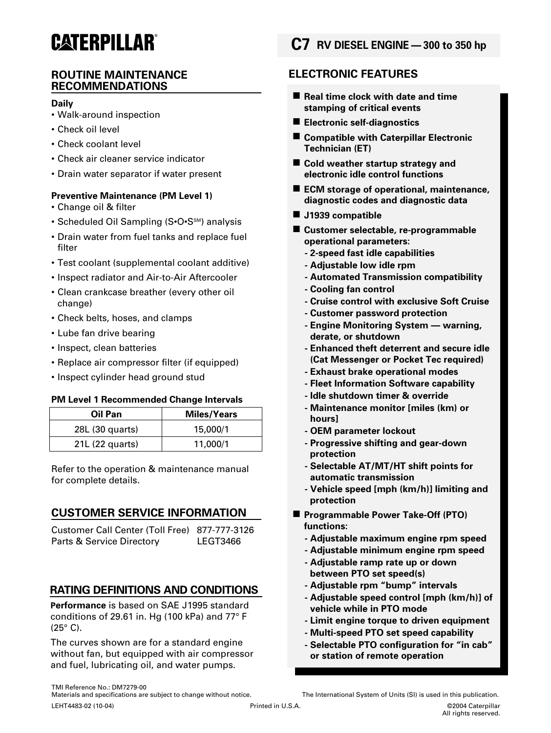# CATERPILLAR®

## ROUTINE MAINTENANCE RECOMMENDATIONS

**Daily**

- Walk-around inspection
- Check oil level
- Check coolant level
- Check air cleaner service indicator
- Drain water separator if water present

**Preventive Maintenance (PM Level 1)**

- Change oil & filter
- Scheduled Oil Sampling (S•O•S[SM]) analysis
- Drain water from fuel tanks and replace fuel filter
- Test coolant (supplemental coolant additive)
- Inspect radiator and Air-to-Air Aftercooler
- Clean crankcase breather (every other oil change)
- Check belts, hoses, and clamps
- Lube fan drive bearing
- Inspect, clean batteries
- Replace air compressor filter (if equipped)
- Inspect cylinder head ground stud

**PM Level 1 Recommended Change Intervals**

| Oil Pan | Miles/Years |
|---|---|
| 28L (30 quarts) | 15,000/1 |
| 21L (22 quarts) | 11,000/1 |

Refer to the operation & maintenance manual for complete details.

## CUSTOMER SERVICE INFORMATION

Customer Call Center (Toll Free) 877-777-3126
Parts & Service Directory LEGT3466

## RATING DEFINITIONS AND CONDITIONS

**Performance** is based on SAE J1995 standard conditions of 29.61 in. Hg (100 kPa) and 77° F (25° C).

The curves shown are for a standard engine without fan, but equipped with air compressor and fuel, lubricating oil, and water pumps.

# C7 RV DIESEL ENGINE — 300 to 350 hp

## ELECTRONIC FEATURES

- **Real time clock with date and time stamping of critical events**
- **Electronic self-diagnostics**
- **Compatible with Caterpillar Electronic Technician (ET)**
- **Cold weather startup strategy and electronic idle control functions**
- **ECM storage of operational, maintenance, diagnostic codes and diagnostic data**
- **J1939 compatible**
- **Customer selectable, re-programmable operational parameters:**
  - **2-speed fast idle capabilities**
  - **Adjustable low idle rpm**
  - **Automated Transmission compatibility**
  - **Cooling fan control**
  - **Cruise control with exclusive Soft Cruise**
  - **Customer password protection**
  - **Engine Monitoring System — warning, derate, or shutdown**
  - **Enhanced theft deterrent and secure idle (Cat Messenger or Pocket Tec required)**
  - **Exhaust brake operational modes**
  - **Fleet Information Software capability**
  - **Idle shutdown timer & override**
  - **Maintenance monitor [miles (km) or hours]**
  - **OEM parameter lockout**
  - **Progressive shifting and gear-down protection**
  - **Selectable AT/MT/HT shift points for automatic transmission**
  - **Vehicle speed [mph (km/h)] limiting and protection**
- **Programmable Power Take-Off (PTO) functions:**
  - **Adjustable maximum engine rpm speed**
  - **Adjustable minimum engine rpm speed**
  - **Adjustable ramp rate up or down between PTO set speed(s)**
  - **Adjustable rpm "bump" intervals**
  - **Adjustable speed control [mph (km/h)] of vehicle while in PTO mode**
  - **Limit engine torque to driven equipment**
  - **Multi-speed PTO set speed capability**
  - **Selectable PTO configuration for "in cab" or station of remote operation**

TMI Reference No.: DM7279-00
Materials and specifications are subject to change without notice.

The International System of Units (SI) is used in this publication.

LEHT4483-02 (10-04) Printed in U.S.A. ©2004 Caterpillar All rights reserved.